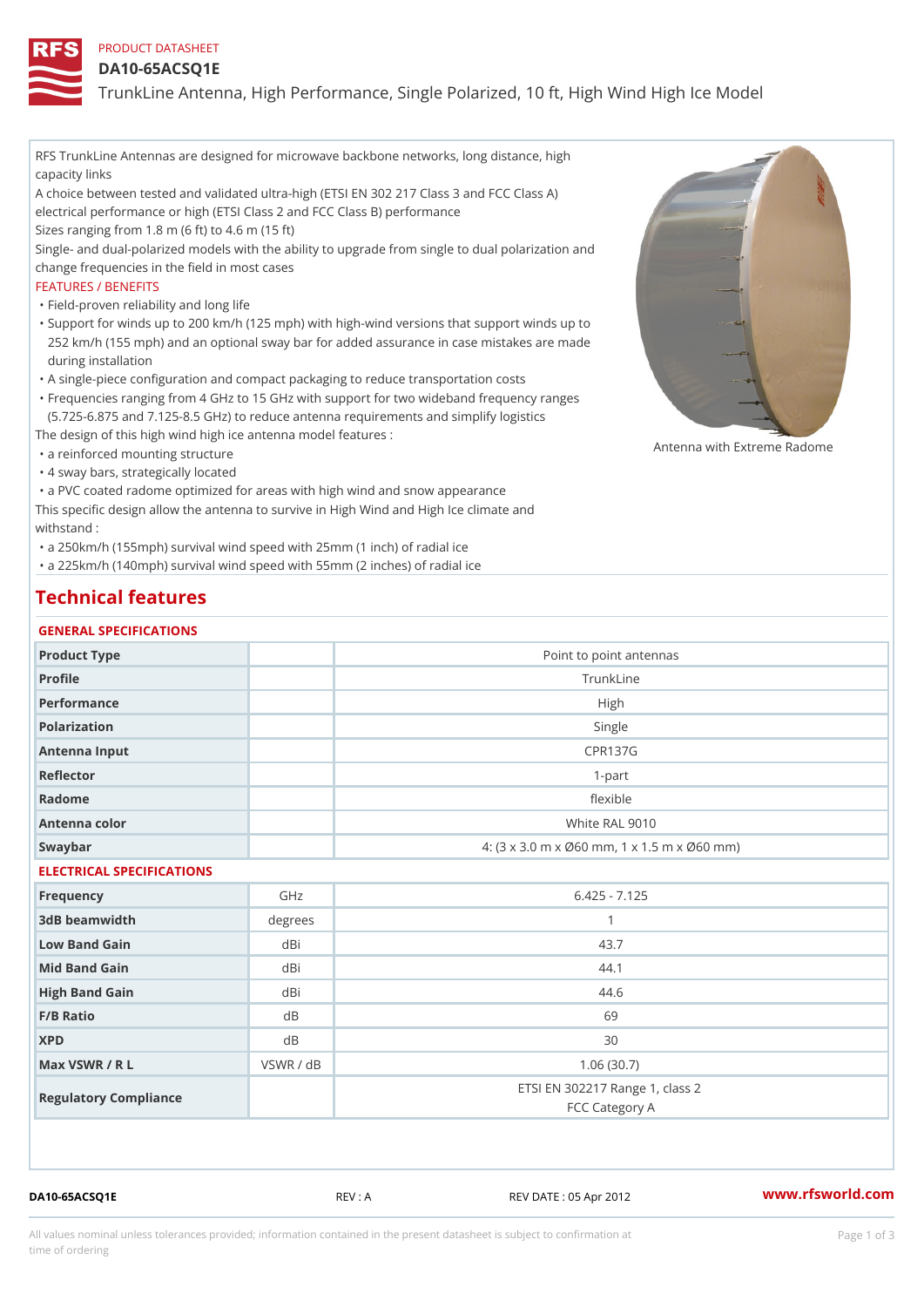PRODUCT DATASHEET

# DA10-65ACSQ1E

## TrunkLine Antenna, High Performance, Single Polarized, 10 ft, High Wind High Ice Model

RFS TrunkLine Antennas are designed for microwave backbone networks, long distance, high capacity links

A choice between tested and validated ultra-high (ETSI EN 302 217 Class 3 and FCC Class A) electrical performance or high (ETSI Class 2 and FCC Class B) performance

Sizes ranging from 1.8 m (6 ft) to 4.6 m (15 ft)

Single- and dual-polarized models with the ability to upgrade from single to dual polarization and change frequencies in the field in most cases

FEATURES / BENEFITS

- Field-proven reliability and long life
- Support for winds up to 200 km/h (125 mph) with high-wind versions that support winds up to 252 km/h (155 mph) and an optional sway bar for added assurance in case mistakes are made during installation
- A single-piece configuration and compact packaging to reduce transportation costs
- Frequencies ranging from 4 GHz to 15 GHz with support for two wideband frequency ranges (5.725-6.875 and 7.125-8.5 GHz) to reduce antenna requirements and simplify logistics

The design of this high wind high ice antenna model features :

- a reinforced mounting structure
- 4 sway bars, strategically located
- a PVC coated radome optimized for areas with high wind and snow appearance

This specific design allow the antenna to survive in High Wind and High Ice climate and withstand :

- a 250km/h (155mph) survival wind speed with 25mm (1 inch) of radial ice
- a 225km/h (140mph) survival wind speed with 55mm (2 inches) of radial ice

Antenna with Extreme Radome

# Technical features

### GENERAL SPECIFICATIONS

| | | |
|---|---|---|
| Product Type | | Point to point antennas |
| Profile | | TrunkLine |
| Performance | | High |
| Polarization | | Single |
| Antenna Input | | CPR137G |
| Reflector | | 1-part |
| Radome | | flexible |
| Antenna color | | White RAL 9010 |
| Swaybar | | 4: (3 x 3.0 m x Ø60 mm, 1 x 1.5 m x Ø60 mm) |

### ELECTRICAL SPECIFICATIONS

| | | |
|---|---|---|
| Frequency | GHz | 6.425 - 7.125 |
| 3dB beamwidth | degrees | 1 |
| Low Band Gain | dBi | 43.7 |
| Mid Band Gain | dBi | 44.1 |
| High Band Gain | dBi | 44.6 |
| F/B Ratio | dB | 69 |
| XPD | dB | 30 |
| Max VSWR / R L | VSWR / dB | 1.06 (30.7) |
| Regulatory Compliance | | ETSI EN 302217 Range 1, class 2<br>FCC Category A |

DA10-65ACSQ1E REV : A REV DATE : 05 Apr 2012 www.rfsworld.com

All values nominal unless tolerances provided; information contained in the present datasheet is subject to confirmation at time of ordering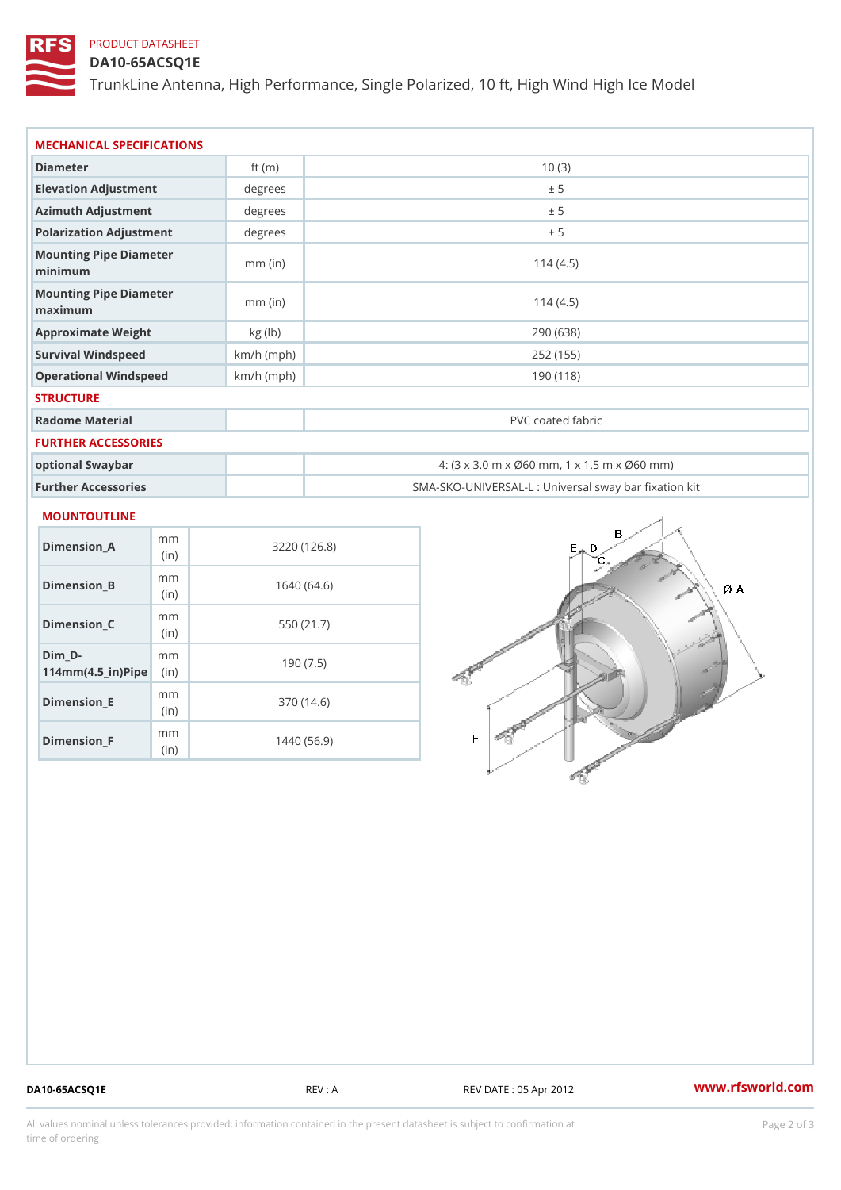PRODUCT DATASHEET

# DA10-65ACSQ1E

TrunkLine Antenna, High Performance, Single Polarized, 10 ft, High Wind High Ice Model

## MECHANICAL SPECIFICATIONS

| | | |
|---|---|---|
| Diameter | ft (m) | 10 (3) |
| Elevation Adjustment | degrees | ± 5 |
| Azimuth Adjustment | degrees | ± 5 |
| Polarization Adjustment | degrees | ± 5 |
| Mounting Pipe Diameter minimum | mm (in) | 114 (4.5) |
| Mounting Pipe Diameter maximum | mm (in) | 114 (4.5) |
| Approximate Weight | kg (lb) | 290 (638) |
| Survival Windspeed | km/h (mph) | 252 (155) |
| Operational Windspeed | km/h (mph) | 190 (118) |

## STRUCTURE

| | | |
|---|---|---|
| Radome Material | | PVC coated fabric |

## FURTHER ACCESSORIES

| | | |
|---|---|---|
| optional Swaybar | | 4: (3 x 3.0 m x Ø60 mm, 1 x 1.5 m x Ø60 mm) |
| Further Accessories | | SMA-SKO-UNIVERSAL-L : Universal sway bar fixation kit |

## MOUNTOUTLINE

| | | |
|---|---|---|
| Dimension_A | mm (in) | 3220 (126.8) |
| Dimension_B | mm (in) | 1640 (64.6) |
| Dimension_C | mm (in) | 550 (21.7) |
| Dim_D-114mm(4.5_in)Pipe | mm (in) | 190 (7.5) |
| Dimension_E | mm (in) | 370 (14.6) |
| Dimension_F | mm (in) | 1440 (56.9) |

DA10-65ACSQ1E REV : A REV DATE : 05 Apr 2012 www.rfsworld.com

All values nominal unless tolerances provided; information contained in the present datasheet is subject to confirmation at time of ordering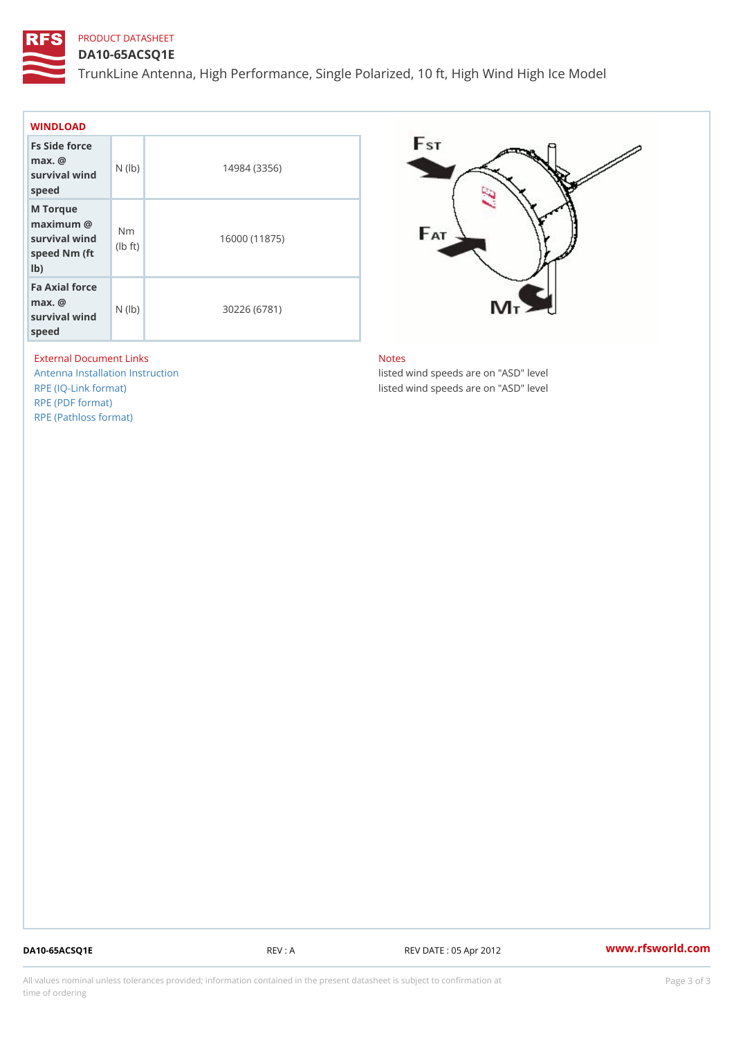PRODUCT DATASHEET

# DA10-65ACSQ1E

TrunkLine Antenna, High Performance, Single Polarized, 10 ft, High Wind High Ice Model

## WINDLOAD

| | | |
|---|---|---|
| Fs Side force max. @ survival wind speed | N (lb) | 14984 (3356) |
| M Torque maximum @ survival wind speed Nm (ft lb) | Nm (lb ft) | 16000 (11875) |
| Fa Axial force max. @ survival wind speed | N (lb) | 30226 (6781) |

FST

FAT

MT

### External Document Links

Antenna Installation Instruction
RPE (IQ-Link format)
RPE (PDF format)
RPE (Pathloss format)

### Notes

listed wind speeds are on "ASD" level
listed wind speeds are on "ASD" level

DA10-65ACSQ1E REV : A REV DATE : 05 Apr 2012 www.rfsworld.com

All values nominal unless tolerances provided; information contained in the present datasheet is subject to confirmation at time of ordering